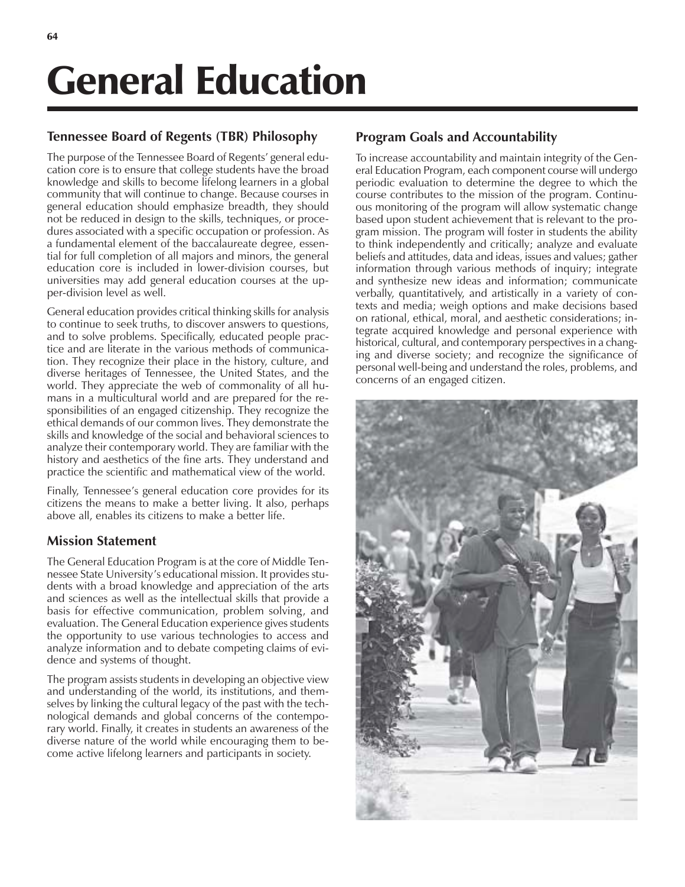# General Education

## Tennessee Board of Regents (TBR) Philosophy

The purpose of the Tennessee Board of Regents' general education core is to ensure that college students have the broad knowledge and skills to become lifelong learners in a global community that will continue to change. Because courses in general education should emphasize breadth, they should not be reduced in design to the skills, techniques, or procedures associated with a specific occupation or profession. As a fundamental element of the baccalaureate degree, essential for full completion of all majors and minors, the general education core is included in lower-division courses, but universities may add general education courses at the upper-division level as well.

General education provides critical thinking skills for analysis to continue to seek truths, to discover answers to questions, and to solve problems. Specifically, educated people practice and are literate in the various methods of communication. They recognize their place in the history, culture, and diverse heritages of Tennessee, the United States, and the world. They appreciate the web of commonality of all humans in a multicultural world and are prepared for the responsibilities of an engaged citizenship. They recognize the ethical demands of our common lives. They demonstrate the skills and knowledge of the social and behavioral sciences to analyze their contemporary world. They are familiar with the history and aesthetics of the fine arts. They understand and practice the scientific and mathematical view of the world.

Finally, Tennessee's general education core provides for its citizens the means to make a better living. It also, perhaps above all, enables its citizens to make a better life.

## Mission Statement

The General Education Program is at the core of Middle Tennessee State University's educational mission. It provides students with a broad knowledge and appreciation of the arts and sciences as well as the intellectual skills that provide a basis for effective communication, problem solving, and evaluation. The General Education experience gives students the opportunity to use various technologies to access and analyze information and to debate competing claims of evidence and systems of thought.

The program assists students in developing an objective view and understanding of the world, its institutions, and themselves by linking the cultural legacy of the past with the technological demands and global concerns of the contemporary world. Finally, it creates in students an awareness of the diverse nature of the world while encouraging them to become active lifelong learners and participants in society.

## Program Goals and Accountability

To increase accountability and maintain integrity of the General Education Program, each component course will undergo periodic evaluation to determine the degree to which the course contributes to the mission of the program. Continuous monitoring of the program will allow systematic change based upon student achievement that is relevant to the program mission. The program will foster in students the ability to think independently and critically; analyze and evaluate beliefs and attitudes, data and ideas, issues and values; gather information through various methods of inquiry; integrate and synthesize new ideas and information; communicate verbally, quantitatively, and artistically in a variety of contexts and media; weigh options and make decisions based on rational, ethical, moral, and aesthetic considerations; integrate acquired knowledge and personal experience with historical, cultural, and contemporary perspectives in a changing and diverse society; and recognize the significance of personal well-being and understand the roles, problems, and concerns of an engaged citizen.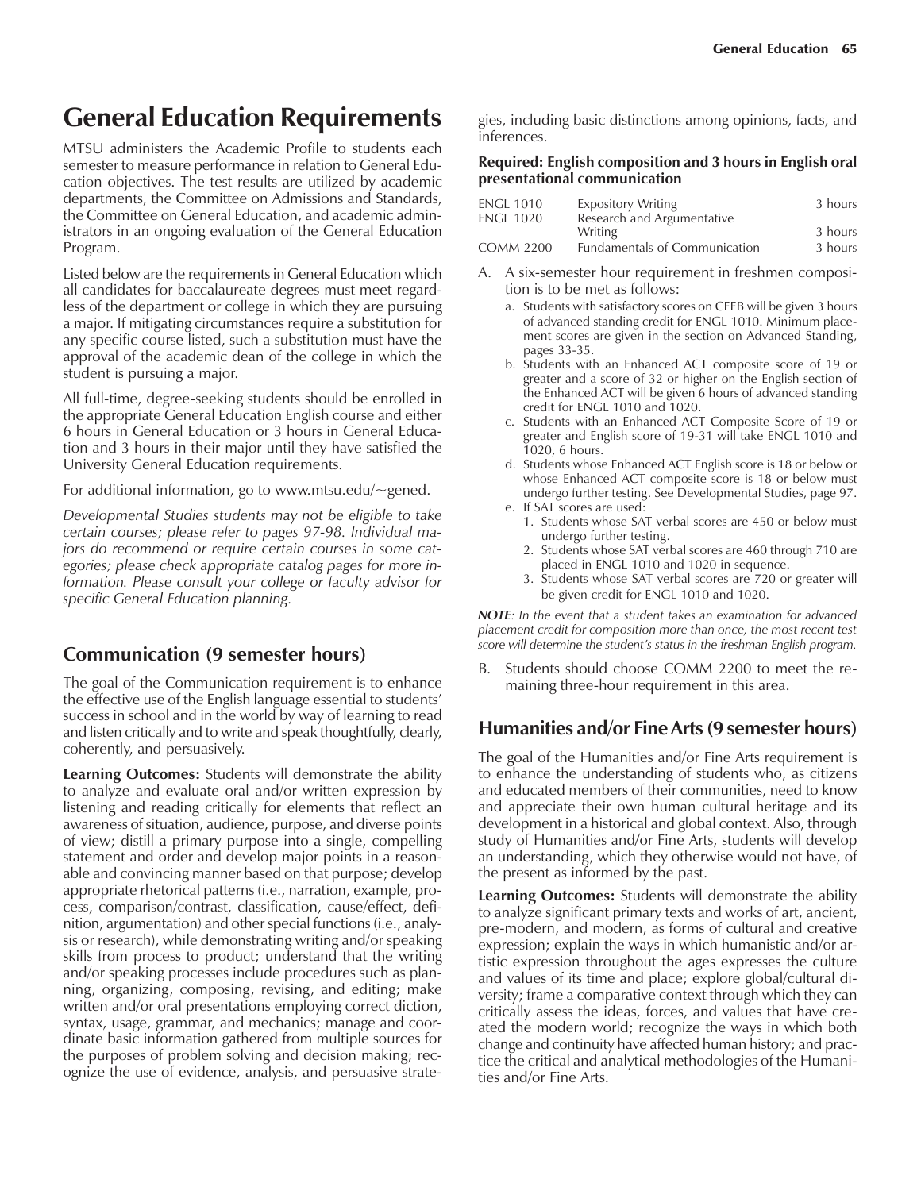# General Education Requirements

MTSU administers the Academic Profile to students each semester to measure performance in relation to General Education objectives. The test results are utilized by academic departments, the Committee on Admissions and Standards, the Committee on General Education, and academic administrators in an ongoing evaluation of the General Education Program.

Listed below are the requirements in General Education which all candidates for baccalaureate degrees must meet regardless of the department or college in which they are pursuing a major. If mitigating circumstances require a substitution for any specific course listed, such a substitution must have the approval of the academic dean of the college in which the student is pursuing a major.

All full-time, degree-seeking students should be enrolled in the appropriate General Education English course and either 6 hours in General Education or 3 hours in General Education and 3 hours in their major until they have satisfied the University General Education requirements.

For additional information, go to www.mtsu.edu/~gened.

*Developmental Studies students may not be eligible to take certain courses; please refer to pages 97-98. Individual majors do recommend or require certain courses in some categories; please check appropriate catalog pages for more information. Please consult your college or faculty advisor for specific General Education planning.*

## Communication (9 semester hours)

The goal of the Communication requirement is to enhance the effective use of the English language essential to students' success in school and in the world by way of learning to read and listen critically and to write and speak thoughtfully, clearly, coherently, and persuasively.

**Learning Outcomes:** Students will demonstrate the ability to analyze and evaluate oral and/or written expression by listening and reading critically for elements that reflect an awareness of situation, audience, purpose, and diverse points of view; distill a primary purpose into a single, compelling statement and order and develop major points in a reasonable and convincing manner based on that purpose; develop appropriate rhetorical patterns (i.e., narration, example, process, comparison/contrast, classification, cause/effect, definition, argumentation) and other special functions (i.e., analysis or research), while demonstrating writing and/or speaking skills from process to product; understand that the writing and/or speaking processes include procedures such as planning, organizing, composing, revising, and editing; make written and/or oral presentations employing correct diction, syntax, usage, grammar, and mechanics; manage and coordinate basic information gathered from multiple sources for the purposes of problem solving and decision making; recognize the use of evidence, analysis, and persuasive strategies, including basic distinctions among opinions, facts, and inferences.

**Required: English composition and 3 hours in English oral presentational communication**

| | | |
|---|---|---|
| ENGL 1010 | Expository Writing | 3 hours |
| ENGL 1020 | Research and Argumentative Writing | 3 hours |
| COMM 2200 | Fundamentals of Communication | 3 hours |

A. A six-semester hour requirement in freshmen composition is to be met as follows:
   a. Students with satisfactory scores on CEEB will be given 3 hours of advanced standing credit for ENGL 1010. Minimum placement scores are given in the section on Advanced Standing, pages 33-35.
   b. Students with an Enhanced ACT composite score of 19 or greater and a score of 32 or higher on the English section of the Enhanced ACT will be given 6 hours of advanced standing credit for ENGL 1010 and 1020.
   c. Students with an Enhanced ACT Composite Score of 19 or greater and English score of 19-31 will take ENGL 1010 and 1020, 6 hours.
   d. Students whose Enhanced ACT English score is 18 or below or whose Enhanced ACT composite score is 18 or below must undergo further testing. See Developmental Studies, page 97.
   e. If SAT scores are used:
      1. Students whose SAT verbal scores are 450 or below must undergo further testing.
      2. Students whose SAT verbal scores are 460 through 710 are placed in ENGL 1010 and 1020 in sequence.
      3. Students whose SAT verbal scores are 720 or greater will be given credit for ENGL 1010 and 1020.

***NOTE****: In the event that a student takes an examination for advanced placement credit for composition more than once, the most recent test score will determine the student's status in the freshman English program.*

B. Students should choose COMM 2200 to meet the remaining three-hour requirement in this area.

## Humanities and/or Fine Arts (9 semester hours)

The goal of the Humanities and/or Fine Arts requirement is to enhance the understanding of students who, as citizens and educated members of their communities, need to know and appreciate their own human cultural heritage and its development in a historical and global context. Also, through study of Humanities and/or Fine Arts, students will develop an understanding, which they otherwise would not have, of the present as informed by the past.

**Learning Outcomes:** Students will demonstrate the ability to analyze significant primary texts and works of art, ancient, pre-modern, and modern, as forms of cultural and creative expression; explain the ways in which humanistic and/or artistic expression throughout the ages expresses the culture and values of its time and place; explore global/cultural diversity; frame a comparative context through which they can critically assess the ideas, forces, and values that have created the modern world; recognize the ways in which both change and continuity have affected human history; and practice the critical and analytical methodologies of the Humanities and/or Fine Arts.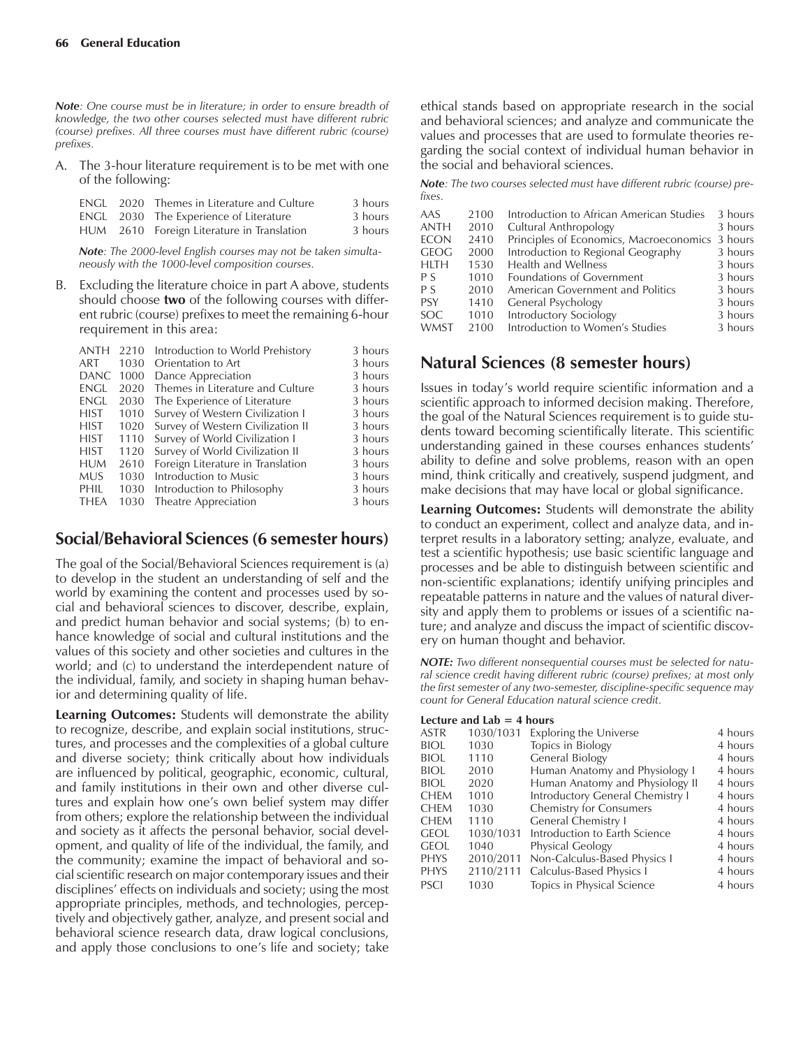***Note**: One course must be in literature; in order to ensure breadth of knowledge, the two other courses selected must have different rubric (course) prefixes. All three courses must have different rubric (course) prefixes.*

A. The 3-hour literature requirement is to be met with one of the following:

| | | | |
|---|---|---|---|
| ENGL | 2020 | Themes in Literature and Culture | 3 hours |
| ENGL | 2030 | The Experience of Literature | 3 hours |
| HUM | 2610 | Foreign Literature in Translation | 3 hours |

***Note**: The 2000-level English courses may not be taken simultaneously with the 1000-level composition courses.*

B. Excluding the literature choice in part A above, students should choose **two** of the following courses with different rubric (course) prefixes to meet the remaining 6-hour requirement in this area:

| | | | |
|---|---|---|---|
| ANTH | 2210 | Introduction to World Prehistory | 3 hours |
| ART | 1030 | Orientation to Art | 3 hours |
| DANC | 1000 | Dance Appreciation | 3 hours |
| ENGL | 2020 | Themes in Literature and Culture | 3 hours |
| ENGL | 2030 | The Experience of Literature | 3 hours |
| HIST | 1010 | Survey of Western Civilization I | 3 hours |
| HIST | 1020 | Survey of Western Civilization II | 3 hours |
| HIST | 1110 | Survey of World Civilization I | 3 hours |
| HIST | 1120 | Survey of World Civilization II | 3 hours |
| HUM | 2610 | Foreign Literature in Translation | 3 hours |
| MUS | 1030 | Introduction to Music | 3 hours |
| PHIL | 1030 | Introduction to Philosophy | 3 hours |
| THEA | 1030 | Theatre Appreciation | 3 hours |

## Social/Behavioral Sciences (6 semester hours)

The goal of the Social/Behavioral Sciences requirement is (a) to develop in the student an understanding of self and the world by examining the content and processes used by social and behavioral sciences to discover, describe, explain, and predict human behavior and social systems; (b) to enhance knowledge of social and cultural institutions and the values of this society and other societies and cultures in the world; and (c) to understand the interdependent nature of the individual, family, and society in shaping human behavior and determining quality of life.

**Learning Outcomes:** Students will demonstrate the ability to recognize, describe, and explain social institutions, structures, and processes and the complexities of a global culture and diverse society; think critically about how individuals are influenced by political, geographic, economic, cultural, and family institutions in their own and other diverse cultures and explain how one's own belief system may differ from others; explore the relationship between the individual and society as it affects the personal behavior, social development, and quality of life of the individual, the family, and the community; examine the impact of behavioral and social scientific research on major contemporary issues and their disciplines' effects on individuals and society; using the most appropriate principles, methods, and technologies, perceptively and objectively gather, analyze, and present social and behavioral science research data, draw logical conclusions, and apply those conclusions to one's life and society; take ethical stands based on appropriate research in the social and behavioral sciences; and analyze and communicate the values and processes that are used to formulate theories regarding the social context of individual human behavior in the social and behavioral sciences.

***Note**: The two courses selected must have different rubric (course) prefixes.*

| | | | |
|---|---|---|---|
| AAS | 2100 | Introduction to African American Studies | 3 hours |
| ANTH | 2010 | Cultural Anthropology | 3 hours |
| ECON | 2410 | Principles of Economics, Macroeconomics | 3 hours |
| GEOG | 2000 | Introduction to Regional Geography | 3 hours |
| HLTH | 1530 | Health and Wellness | 3 hours |
| P S | 1010 | Foundations of Government | 3 hours |
| P S | 2010 | American Government and Politics | 3 hours |
| PSY | 1410 | General Psychology | 3 hours |
| SOC | 1010 | Introductory Sociology | 3 hours |
| WMST | 2100 | Introduction to Women's Studies | 3 hours |

## Natural Sciences (8 semester hours)

Issues in today's world require scientific information and a scientific approach to informed decision making. Therefore, the goal of the Natural Sciences requirement is to guide students toward becoming scientifically literate. This scientific understanding gained in these courses enhances students' ability to define and solve problems, reason with an open mind, think critically and creatively, suspend judgment, and make decisions that may have local or global significance.

**Learning Outcomes:** Students will demonstrate the ability to conduct an experiment, collect and analyze data, and interpret results in a laboratory setting; analyze, evaluate, and test a scientific hypothesis; use basic scientific language and processes and be able to distinguish between scientific and non-scientific explanations; identify unifying principles and repeatable patterns in nature and the values of natural diversity and apply them to problems or issues of a scientific nature; and analyze and discuss the impact of scientific discovery on human thought and behavior.

***NOTE:** Two different nonsequential courses must be selected for natural science credit having different rubric (course) prefixes; at most only the first semester of any two-semester, discipline-specific sequence may count for General Education natural science credit.*

**Lecture and Lab = 4 hours**

| | | | |
|---|---|---|---|
| ASTR | 1030/1031 | Exploring the Universe | 4 hours |
| BIOL | 1030 | Topics in Biology | 4 hours |
| BIOL | 1110 | General Biology | 4 hours |
| BIOL | 2010 | Human Anatomy and Physiology I | 4 hours |
| BIOL | 2020 | Human Anatomy and Physiology II | 4 hours |
| CHEM | 1010 | Introductory General Chemistry I | 4 hours |
| CHEM | 1030 | Chemistry for Consumers | 4 hours |
| CHEM | 1110 | General Chemistry I | 4 hours |
| GEOL | 1030/1031 | Introduction to Earth Science | 4 hours |
| GEOL | 1040 | Physical Geology | 4 hours |
| PHYS | 2010/2011 | Non-Calculus-Based Physics I | 4 hours |
| PHYS | 2110/2111 | Calculus-Based Physics I | 4 hours |
| PSCI | 1030 | Topics in Physical Science | 4 hours |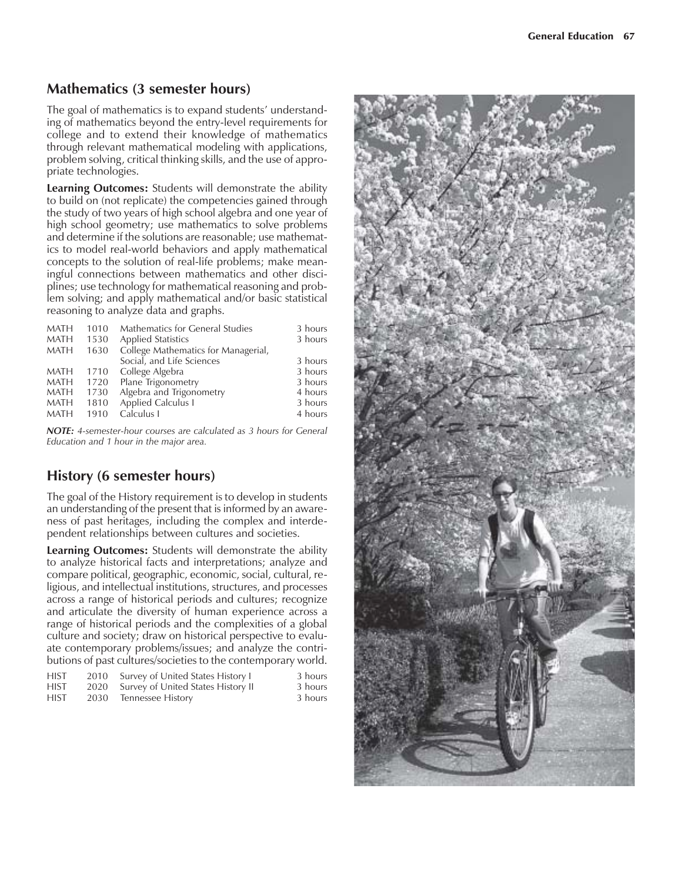## Mathematics (3 semester hours)

The goal of mathematics is to expand students' understanding of mathematics beyond the entry-level requirements for college and to extend their knowledge of mathematics through relevant mathematical modeling with applications, problem solving, critical thinking skills, and the use of appropriate technologies.

**Learning Outcomes:** Students will demonstrate the ability to build on (not replicate) the competencies gained through the study of two years of high school algebra and one year of high school geometry; use mathematics to solve problems and determine if the solutions are reasonable; use mathematics to model real-world behaviors and apply mathematical concepts to the solution of real-life problems; make meaningful connections between mathematics and other disciplines; use technology for mathematical reasoning and problem solving; and apply mathematical and/or basic statistical reasoning to analyze data and graphs.

| | | | |
|---|---|---|---|
| MATH | 1010 | Mathematics for General Studies | 3 hours |
| MATH | 1530 | Applied Statistics | 3 hours |
| MATH | 1630 | College Mathematics for Managerial, Social, and Life Sciences | 3 hours |
| MATH | 1710 | College Algebra | 3 hours |
| MATH | 1720 | Plane Trigonometry | 3 hours |
| MATH | 1730 | Algebra and Trigonometry | 4 hours |
| MATH | 1810 | Applied Calculus I | 3 hours |
| MATH | 1910 | Calculus I | 4 hours |

***NOTE:*** *4-semester-hour courses are calculated as 3 hours for General Education and 1 hour in the major area.*

## History (6 semester hours)

The goal of the History requirement is to develop in students an understanding of the present that is informed by an awareness of past heritages, including the complex and interdependent relationships between cultures and societies.

**Learning Outcomes:** Students will demonstrate the ability to analyze historical facts and interpretations; analyze and compare political, geographic, economic, social, cultural, religious, and intellectual institutions, structures, and processes across a range of historical periods and cultures; recognize and articulate the diversity of human experience across a range of historical periods and the complexities of a global culture and society; draw on historical perspective to evaluate contemporary problems/issues; and analyze the contributions of past cultures/societies to the contemporary world.

| | | | |
|---|---|---|---|
| HIST | 2010 | Survey of United States History I | 3 hours |
| HIST | 2020 | Survey of United States History II | 3 hours |
| HIST | 2030 | Tennessee History | 3 hours |